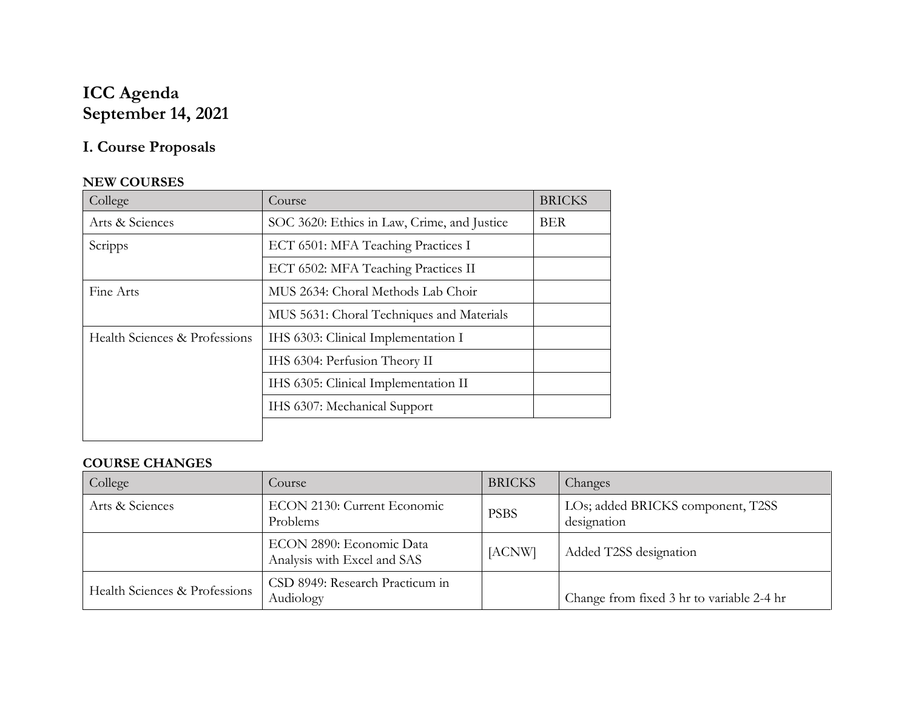# ICC Agenda
# September 14, 2021

## I. Course Proposals

**NEW COURSES**

| College | Course | BRICKS |
|---|---|---|
| Arts & Sciences | SOC 3620: Ethics in Law, Crime, and Justice | BER |
| Scripps | ECT 6501: MFA Teaching Practices I | |
| | ECT 6502: MFA Teaching Practices II | |
| Fine Arts | MUS 2634: Choral Methods Lab Choir | |
| | MUS 5631: Choral Techniques and Materials | |
| Health Sciences & Professions | IHS 6303: Clinical Implementation I | |
| | IHS 6304: Perfusion Theory II | |
| | IHS 6305: Clinical Implementation II | |
| | IHS 6307: Mechanical Support | |

**COURSE CHANGES**

| College | Course | BRICKS | Changes |
|---|---|---|---|
| Arts & Sciences | ECON 2130: Current Economic Problems | PSBS | LOs; added BRICKS component, T2SS designation |
| | ECON 2890: Economic Data Analysis with Excel and SAS | [ACNW] | Added T2SS designation |
| Health Sciences & Professions | CSD 8949: Research Practicum in Audiology | | Change from fixed 3 hr to variable 2-4 hr |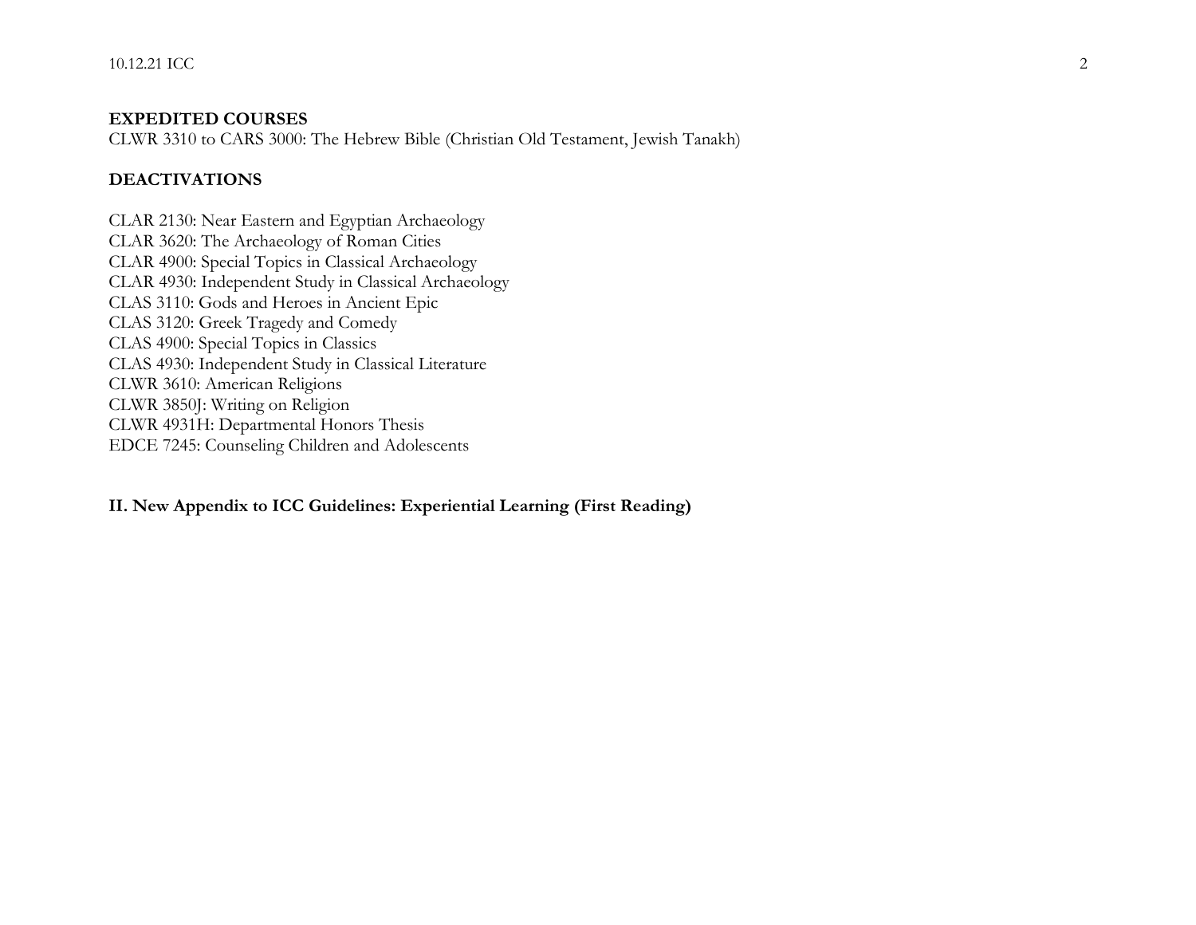**EXPEDITED COURSES**

CLWR 3310 to CARS 3000: The Hebrew Bible (Christian Old Testament, Jewish Tanakh)

**DEACTIVATIONS**

CLAR 2130: Near Eastern and Egyptian Archaeology
CLAR 3620: The Archaeology of Roman Cities
CLAR 4900: Special Topics in Classical Archaeology
CLAR 4930: Independent Study in Classical Archaeology
CLAS 3110: Gods and Heroes in Ancient Epic
CLAS 3120: Greek Tragedy and Comedy
CLAS 4900: Special Topics in Classics
CLAS 4930: Independent Study in Classical Literature
CLWR 3610: American Religions
CLWR 3850J: Writing on Religion
CLWR 4931H: Departmental Honors Thesis
EDCE 7245: Counseling Children and Adolescents

**II. New Appendix to ICC Guidelines: Experiential Learning (First Reading)**